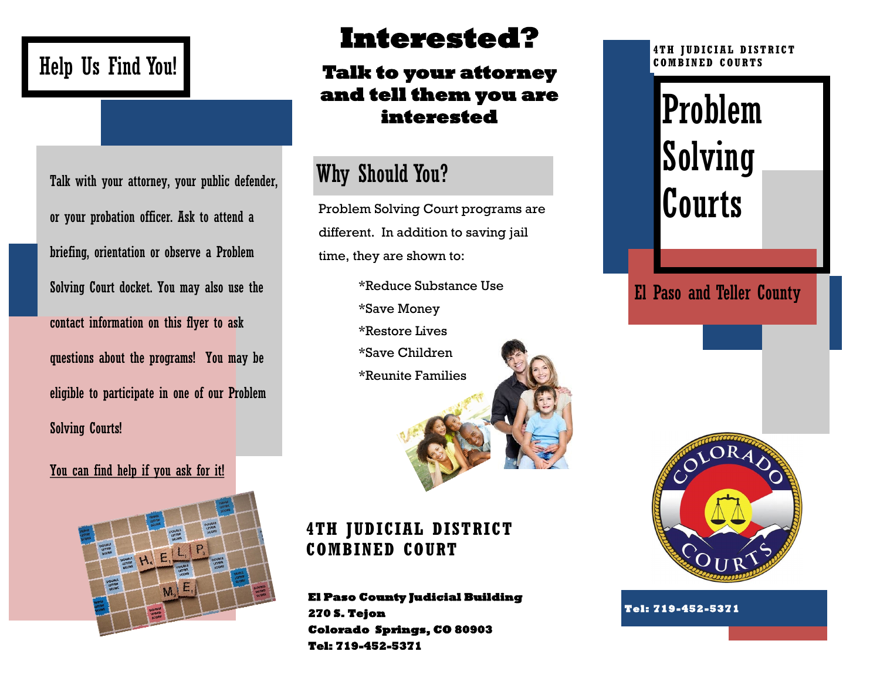# Help Us Find You!

Talk with your attorney, your public defender, or your probation officer. Ask to attend a briefing, orientation or observe a Problem Solving Court docket. You may also use the contact information on this flyer to ask questions about the programs! You may be eligible to participate in one of our Problem Solving Courts!

You can find help if you ask for it!

# Interested?

**Talk to your attorney and tell them you are interested**

## Why Should You?

Problem Solving Court programs are different. In addition to saving jail time, they are shown to:

*Reduce Substance Use
*Save Money
*Restore Lives
*Save Children
*Reunite Families

**4TH JUDICIAL DISTRICT COMBINED COURT**

**El Paso County Judicial Building**
**270 S. Tejon**
**Colorado Springs, CO 80903**
**Tel: 719-452-5371**

**4TH JUDICIAL DISTRICT COMBINED COURTS**

# Problem Solving Courts

El Paso and Teller County

**Tel: 719-452-5371**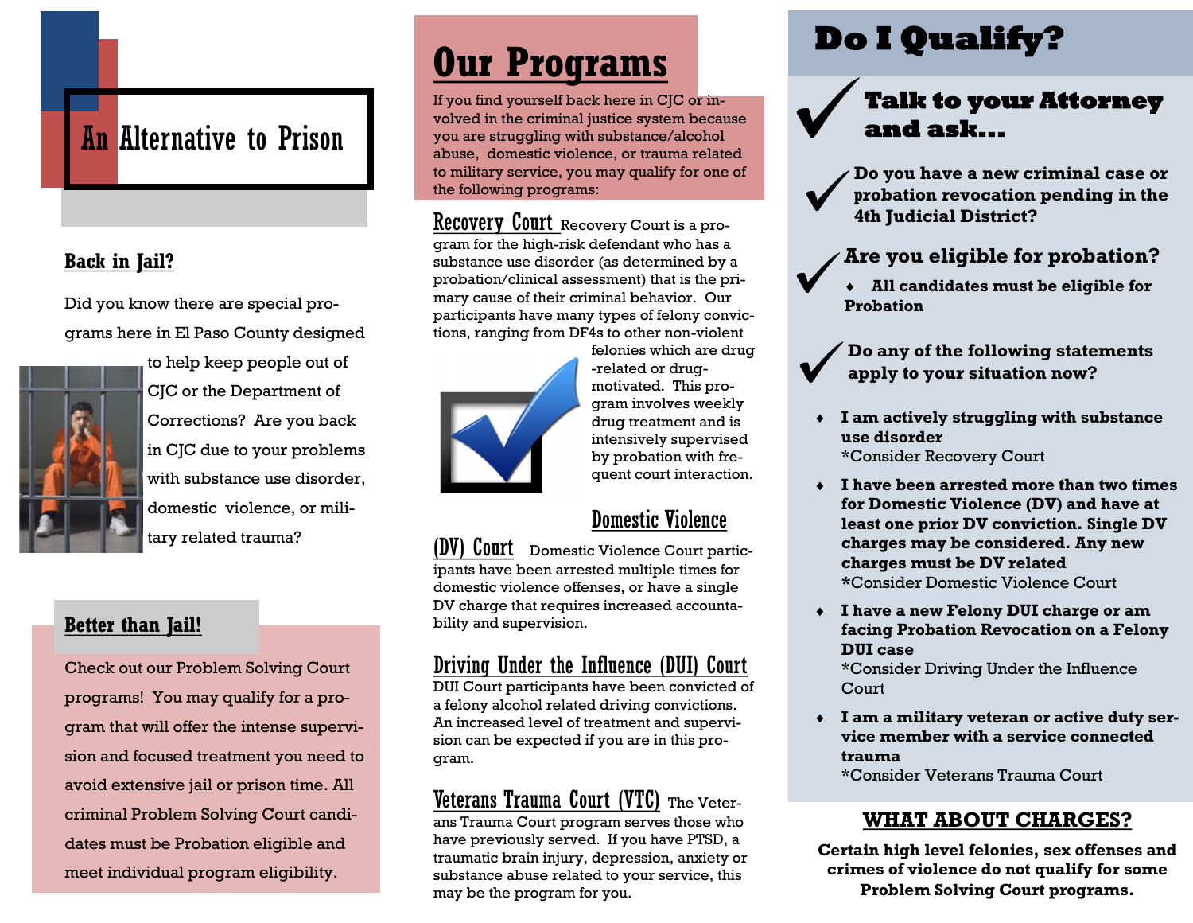# An Alternative to Prison

## Back in Jail?

Did you know there are special programs here in El Paso County designed to help keep people out of CJC or the Department of Corrections? Are you back in CJC due to your problems with substance use disorder, domestic violence, or military related trauma?

## Better than Jail!

Check out our Problem Solving Court programs! You may qualify for a program that will offer the intense supervision and focused treatment you need to avoid extensive jail or prison time. All criminal Problem Solving Court candidates must be Probation eligible and meet individual program eligibility.

# Our Programs

If you find yourself back here in CJC or involved in the criminal justice system because you are struggling with substance/alcohol abuse, domestic violence, or trauma related to military service, you may qualify for one of the following programs:

**Recovery Court** Recovery Court is a program for the high-risk defendant who has a substance use disorder (as determined by a probation/clinical assessment) that is the primary cause of their criminal behavior. Our participants have many types of felony convictions, ranging from DF4s to other non-violent felonies which are drug-related or drug-motivated. This program involves weekly drug treatment and is intensively supervised by probation with frequent court interaction.

**Domestic Violence (DV) Court** Domestic Violence Court participants have been arrested multiple times for domestic violence offenses, or have a single DV charge that requires increased accountability and supervision.

**Driving Under the Influence (DUI) Court**
DUI Court participants have been convicted of a felony alcohol related driving convictions. An increased level of treatment and supervision can be expected if you are in this program.

**Veterans Trauma Court (VTC)** The Veterans Trauma Court program serves those who have previously served. If you have PTSD, a traumatic brain injury, depression, anxiety or substance abuse related to your service, this may be the program for you.

# Do I Qualify?

## ✓ Talk to your Attorney and ask…

✓ **Do you have a new criminal case or probation revocation pending in the 4th Judicial District?**

✓ **Are you eligible for probation?**

- **All candidates must be eligible for Probation**

✓ **Do any of the following statements apply to your situation now?**

- **I am actively struggling with substance use disorder**
  *Consider Recovery Court
- **I have been arrested more than two times for Domestic Violence (DV) and have at least one prior DV conviction. Single DV charges may be considered. Any new charges must be DV related**
  *Consider Domestic Violence Court
- **I have a new Felony DUI charge or am facing Probation Revocation on a Felony DUI case**
  *Consider Driving Under the Influence Court
- **I am a military veteran or active duty service member with a service connected trauma**
  *Consider Veterans Trauma Court

## WHAT ABOUT CHARGES?

**Certain high level felonies, sex offenses and crimes of violence do not qualify for some Problem Solving Court programs.**